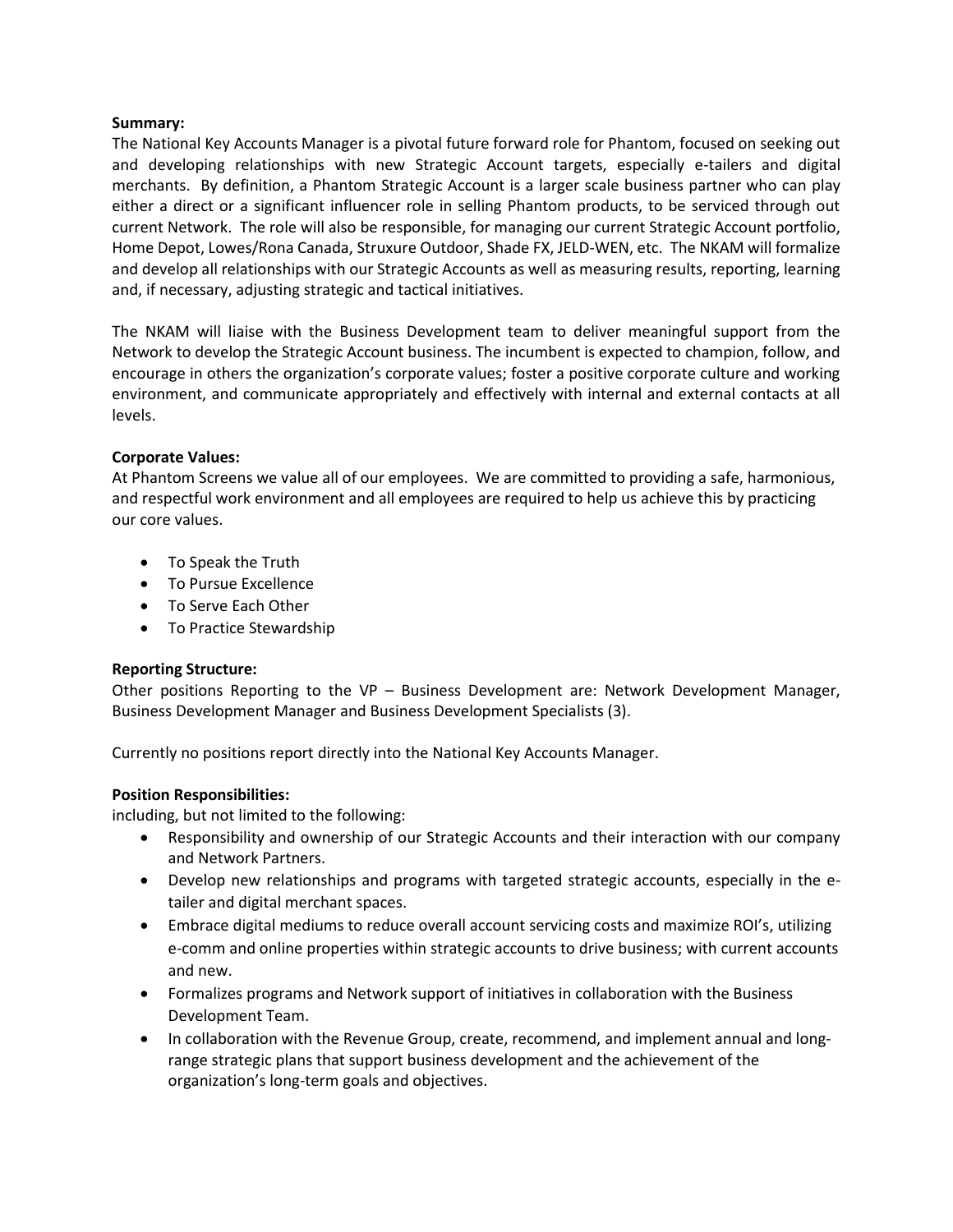**Summary:**

The National Key Accounts Manager is a pivotal future forward role for Phantom, focused on seeking out and developing relationships with new Strategic Account targets, especially e-tailers and digital merchants. By definition, a Phantom Strategic Account is a larger scale business partner who can play either a direct or a significant influencer role in selling Phantom products, to be serviced through out current Network. The role will also be responsible, for managing our current Strategic Account portfolio, Home Depot, Lowes/Rona Canada, Struxure Outdoor, Shade FX, JELD-WEN, etc. The NKAM will formalize and develop all relationships with our Strategic Accounts as well as measuring results, reporting, learning and, if necessary, adjusting strategic and tactical initiatives.

The NKAM will liaise with the Business Development team to deliver meaningful support from the Network to develop the Strategic Account business. The incumbent is expected to champion, follow, and encourage in others the organization's corporate values; foster a positive corporate culture and working environment, and communicate appropriately and effectively with internal and external contacts at all levels.

**Corporate Values:**

At Phantom Screens we value all of our employees. We are committed to providing a safe, harmonious, and respectful work environment and all employees are required to help us achieve this by practicing our core values.

- To Speak the Truth
- To Pursue Excellence
- To Serve Each Other
- To Practice Stewardship

**Reporting Structure:**

Other positions Reporting to the VP – Business Development are: Network Development Manager, Business Development Manager and Business Development Specialists (3).

Currently no positions report directly into the National Key Accounts Manager.

**Position Responsibilities:**

including, but not limited to the following:

- Responsibility and ownership of our Strategic Accounts and their interaction with our company and Network Partners.
- Develop new relationships and programs with targeted strategic accounts, especially in the e-tailer and digital merchant spaces.
- Embrace digital mediums to reduce overall account servicing costs and maximize ROI's, utilizing e-comm and online properties within strategic accounts to drive business; with current accounts and new.
- Formalizes programs and Network support of initiatives in collaboration with the Business Development Team.
- In collaboration with the Revenue Group, create, recommend, and implement annual and long-range strategic plans that support business development and the achievement of the organization's long-term goals and objectives.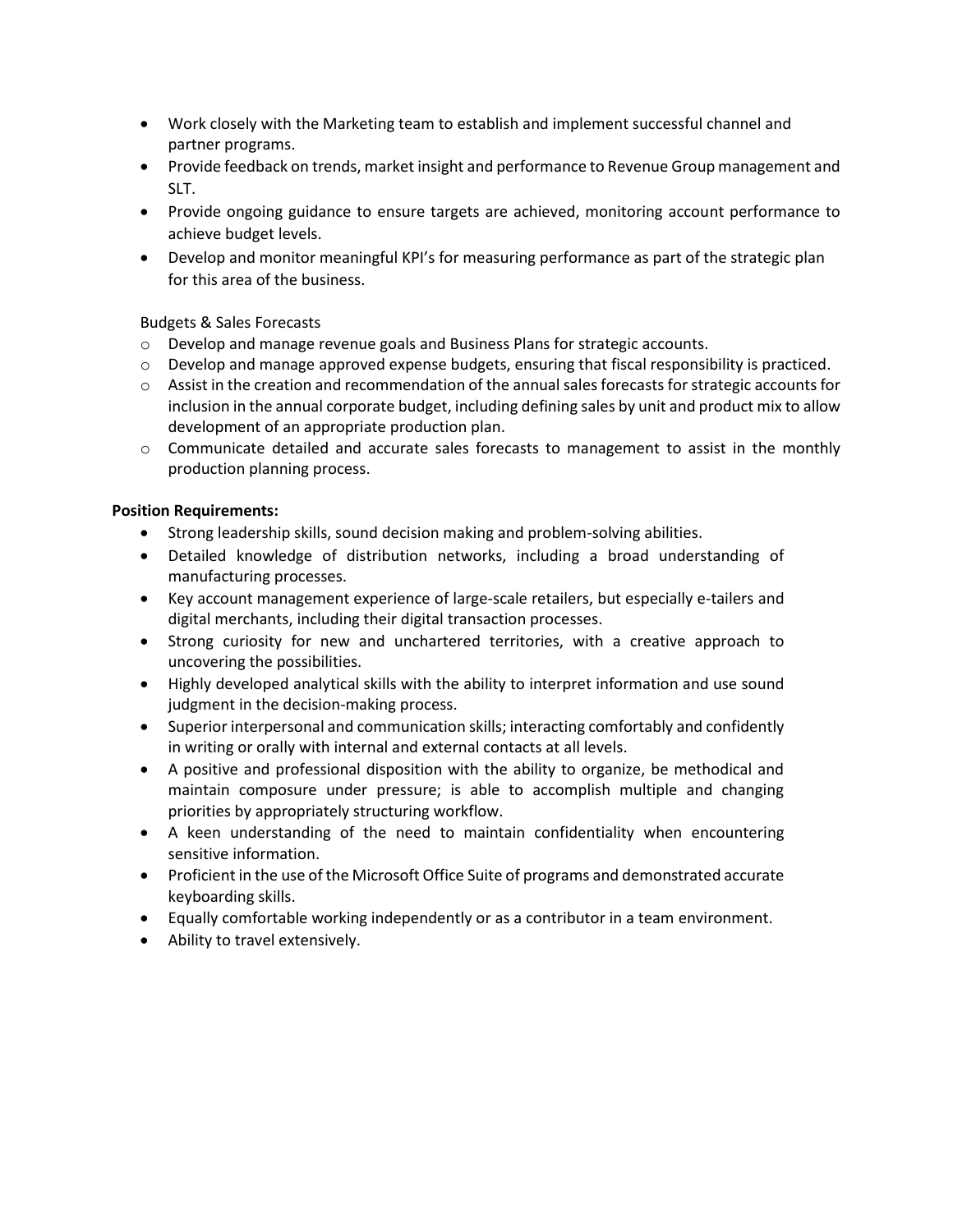- Work closely with the Marketing team to establish and implement successful channel and partner programs.
- Provide feedback on trends, market insight and performance to Revenue Group management and SLT.
- Provide ongoing guidance to ensure targets are achieved, monitoring account performance to achieve budget levels.
- Develop and monitor meaningful KPI's for measuring performance as part of the strategic plan for this area of the business.

Budgets & Sales Forecasts

- Develop and manage revenue goals and Business Plans for strategic accounts.
- Develop and manage approved expense budgets, ensuring that fiscal responsibility is practiced.
- Assist in the creation and recommendation of the annual sales forecasts for strategic accounts for inclusion in the annual corporate budget, including defining sales by unit and product mix to allow development of an appropriate production plan.
- Communicate detailed and accurate sales forecasts to management to assist in the monthly production planning process.

**Position Requirements:**

- Strong leadership skills, sound decision making and problem-solving abilities.
- Detailed knowledge of distribution networks, including a broad understanding of manufacturing processes.
- Key account management experience of large-scale retailers, but especially e-tailers and digital merchants, including their digital transaction processes.
- Strong curiosity for new and unchartered territories, with a creative approach to uncovering the possibilities.
- Highly developed analytical skills with the ability to interpret information and use sound judgment in the decision-making process.
- Superior interpersonal and communication skills; interacting comfortably and confidently in writing or orally with internal and external contacts at all levels.
- A positive and professional disposition with the ability to organize, be methodical and maintain composure under pressure; is able to accomplish multiple and changing priorities by appropriately structuring workflow.
- A keen understanding of the need to maintain confidentiality when encountering sensitive information.
- Proficient in the use of the Microsoft Office Suite of programs and demonstrated accurate keyboarding skills.
- Equally comfortable working independently or as a contributor in a team environment.
- Ability to travel extensively.